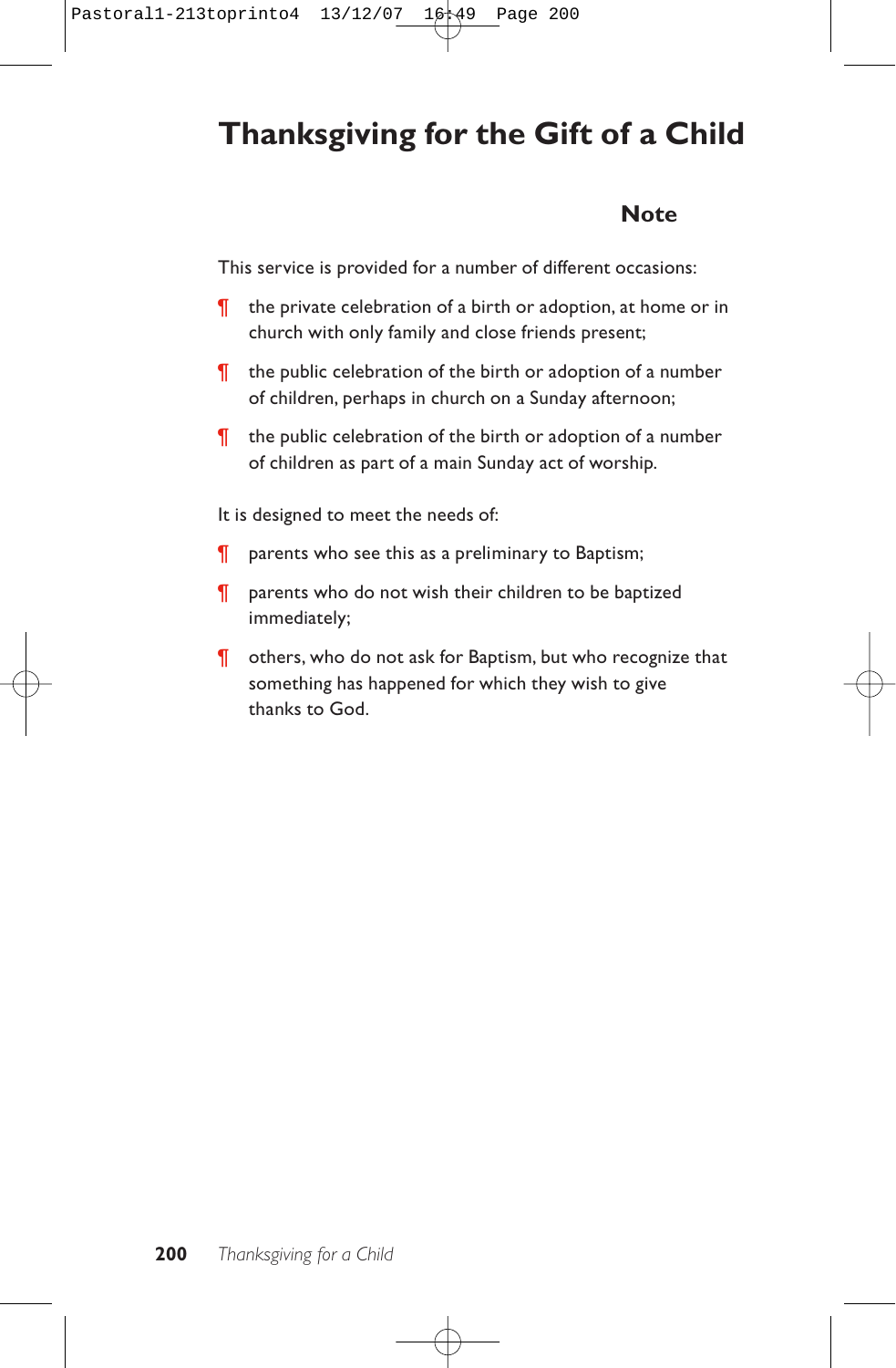# Thanksgiving for the Gift of a Child

## Note

This service is provided for a number of different occasions:

¶ the private celebration of a birth or adoption, at home or in church with only family and close friends present;

¶ the public celebration of the birth or adoption of a number of children, perhaps in church on a Sunday afternoon;

¶ the public celebration of the birth or adoption of a number of children as part of a main Sunday act of worship.

It is designed to meet the needs of:

¶ parents who see this as a preliminary to Baptism;

¶ parents who do not wish their children to be baptized immediately;

¶ others, who do not ask for Baptism, but who recognize that something has happened for which they wish to give thanks to God.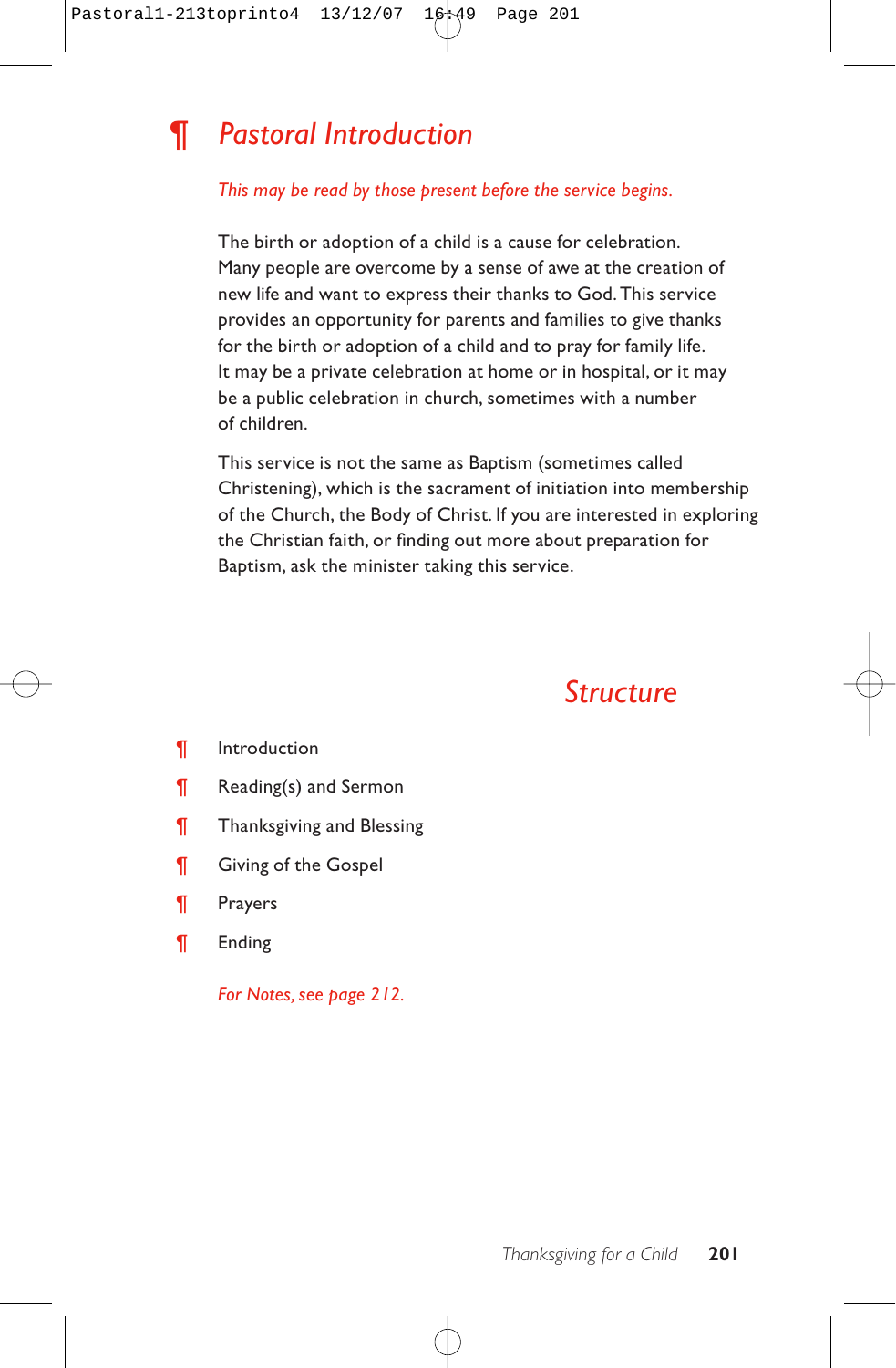## ¶ Pastoral Introduction

*This may be read by those present before the service begins.*

The birth or adoption of a child is a cause for celebration. Many people are overcome by a sense of awe at the creation of new life and want to express their thanks to God. This service provides an opportunity for parents and families to give thanks for the birth or adoption of a child and to pray for family life. It may be a private celebration at home or in hospital, or it may be a public celebration in church, sometimes with a number of children.

This service is not the same as Baptism (sometimes called Christening), which is the sacrament of initiation into membership of the Church, the Body of Christ. If you are interested in exploring the Christian faith, or finding out more about preparation for Baptism, ask the minister taking this service.

## Structure

- ¶ Introduction
- ¶ Reading(s) and Sermon
- ¶ Thanksgiving and Blessing
- ¶ Giving of the Gospel
- ¶ Prayers
- ¶ Ending

*For Notes, see page 212.*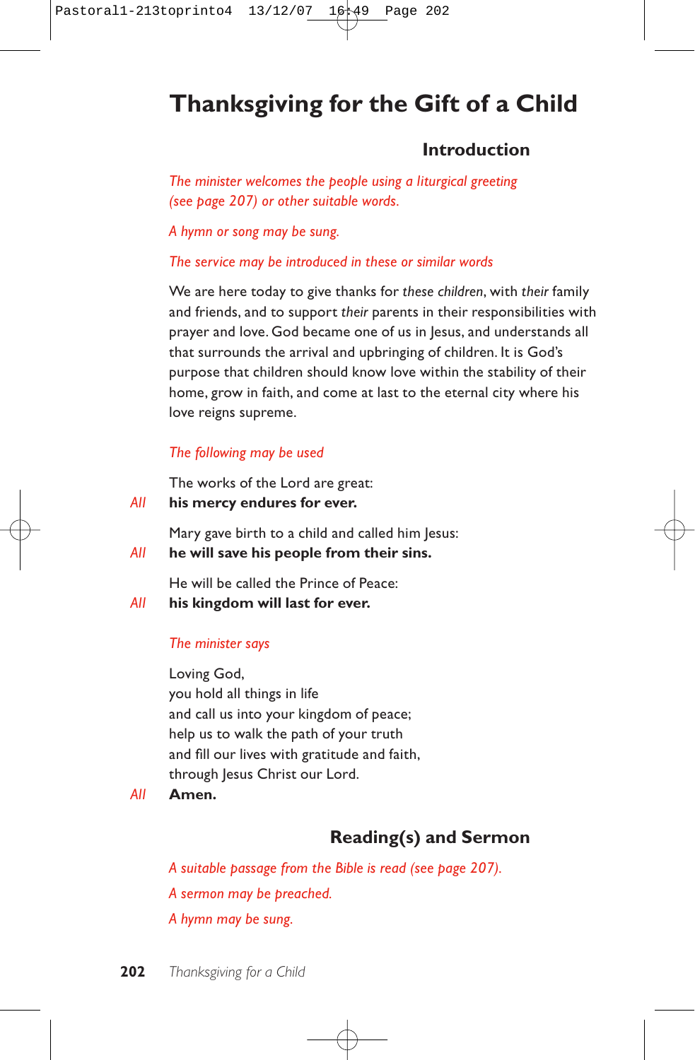# Thanksgiving for the Gift of a Child

## Introduction

*The minister welcomes the people using a liturgical greeting (see page 207) or other suitable words.*

*A hymn or song may be sung.*

*The service may be introduced in these or similar words*

We are here today to give thanks for *these children*, with *their* family and friends, and to support *their* parents in their responsibilities with prayer and love. God became one of us in Jesus, and understands all that surrounds the arrival and upbringing of children. It is God's purpose that children should know love within the stability of their home, grow in faith, and come at last to the eternal city where his love reigns supreme.

*The following may be used*

The works of the Lord are great:
*All* **his mercy endures for ever.**

Mary gave birth to a child and called him Jesus:
*All* **he will save his people from their sins.**

He will be called the Prince of Peace:
*All* **his kingdom will last for ever.**

*The minister says*

Loving God,
you hold all things in life
and call us into your kingdom of peace;
help us to walk the path of your truth
and fill our lives with gratitude and faith,
through Jesus Christ our Lord.
*All* **Amen.**

## Reading(s) and Sermon

*A suitable passage from the Bible is read (see page 207).*

*A sermon may be preached.*

*A hymn may be sung.*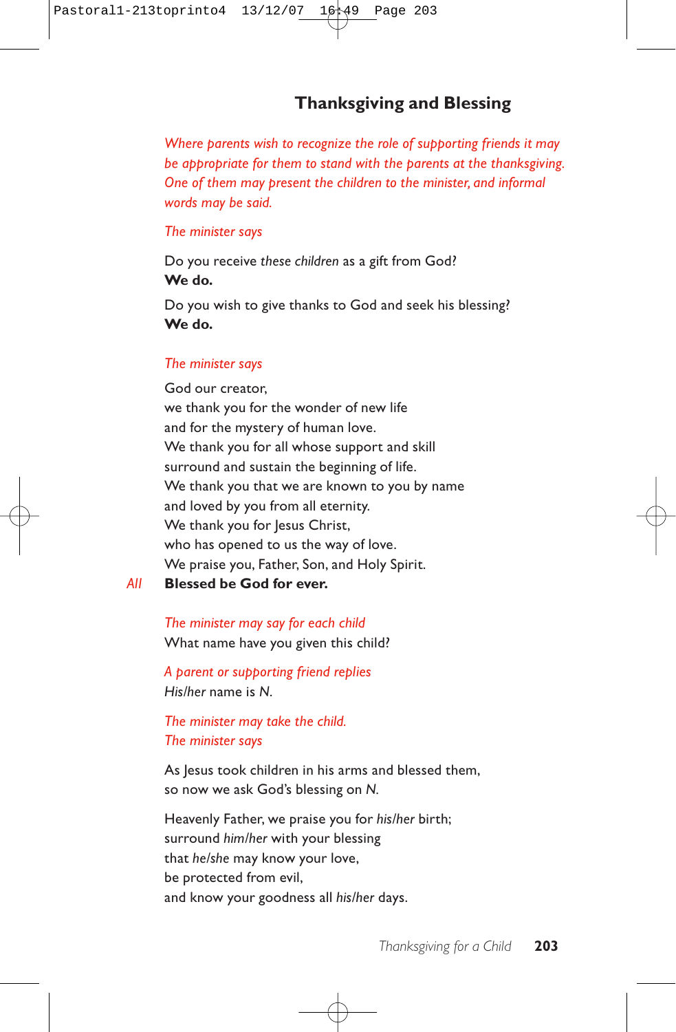## Thanksgiving and Blessing

*Where parents wish to recognize the role of supporting friends it may be appropriate for them to stand with the parents at the thanksgiving. One of them may present the children to the minister, and informal words may be said.*

*The minister says*

Do you receive *these children* as a gift from God?
**We do.**

Do you wish to give thanks to God and seek his blessing?
**We do.**

*The minister says*

God our creator,
we thank you for the wonder of new life
and for the mystery of human love.
We thank you for all whose support and skill
surround and sustain the beginning of life.
We thank you that we are known to you by name
and loved by you from all eternity.
We thank you for Jesus Christ,
who has opened to us the way of love.
We praise you, Father, Son, and Holy Spirit.

*All* **Blessed be God for ever.**

*The minister may say for each child*
What name have you given this child?

*A parent or supporting friend replies*
*His/her* name is *N*.

*The minister may take the child.*
*The minister says*

As Jesus took children in his arms and blessed them,
so now we ask God's blessing on *N*.

Heavenly Father, we praise you for *his/her* birth;
surround *him/her* with your blessing
that *he/she* may know your love,
be protected from evil,
and know your goodness all *his/her* days.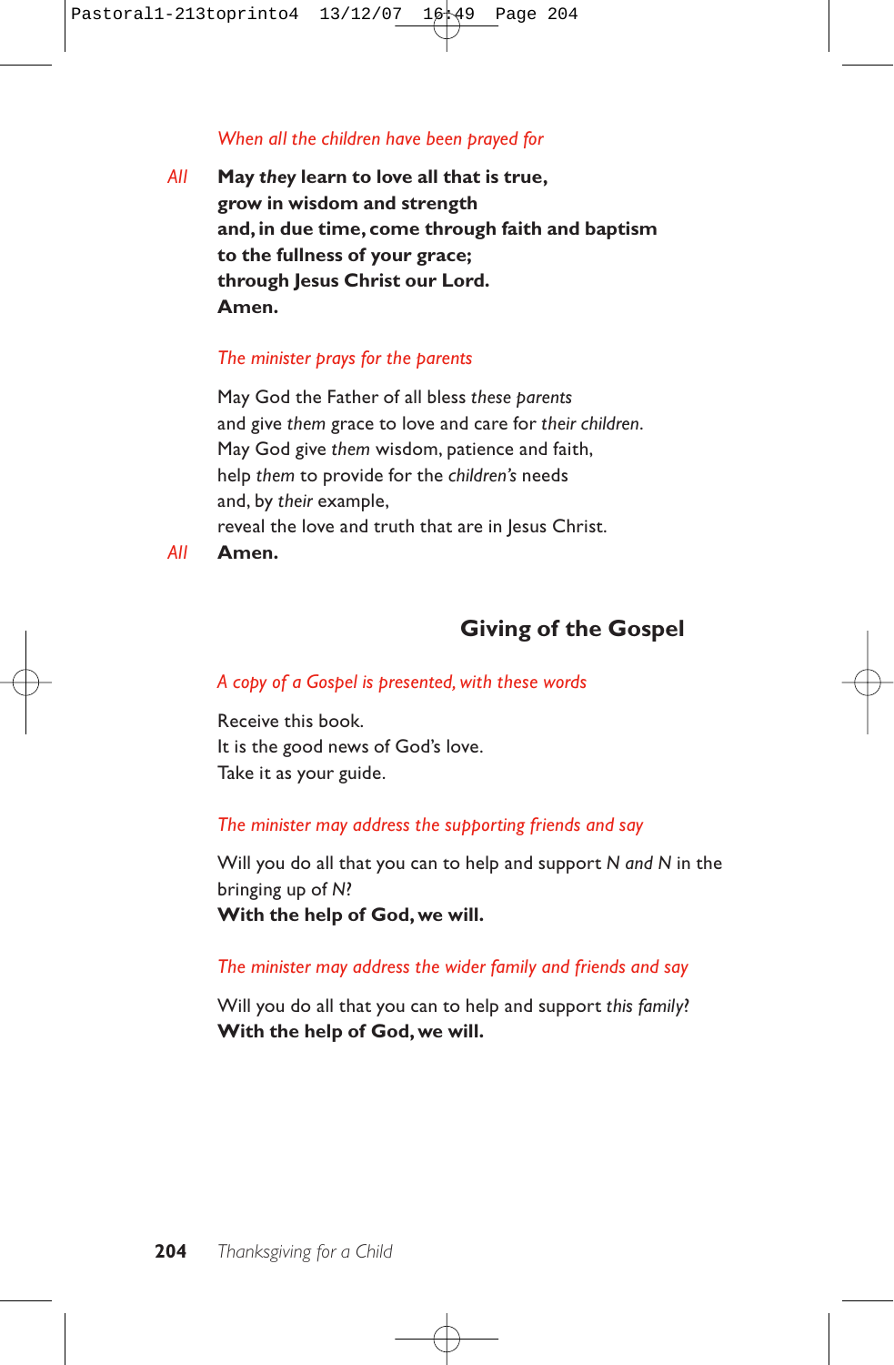*When all the children have been prayed for*

*All* **May *they* learn to love all that is true,**
**grow in wisdom and strength**
**and, in due time, come through faith and baptism**
**to the fullness of your grace;**
**through Jesus Christ our Lord.**
**Amen.**

*The minister prays for the parents*

May God the Father of all bless *these parents*
and give *them* grace to love and care for *their children*.
May God give *them* wisdom, patience and faith,
help *them* to provide for the *children's* needs
and, by *their* example,
reveal the love and truth that are in Jesus Christ.

*All* **Amen.**

## Giving of the Gospel

*A copy of a Gospel is presented, with these words*

Receive this book.
It is the good news of God's love.
Take it as your guide.

*The minister may address the supporting friends and say*

Will you do all that you can to help and support *N and N* in the bringing up of *N*?
**With the help of God, we will.**

*The minister may address the wider family and friends and say*

Will you do all that you can to help and support *this family*?
**With the help of God, we will.**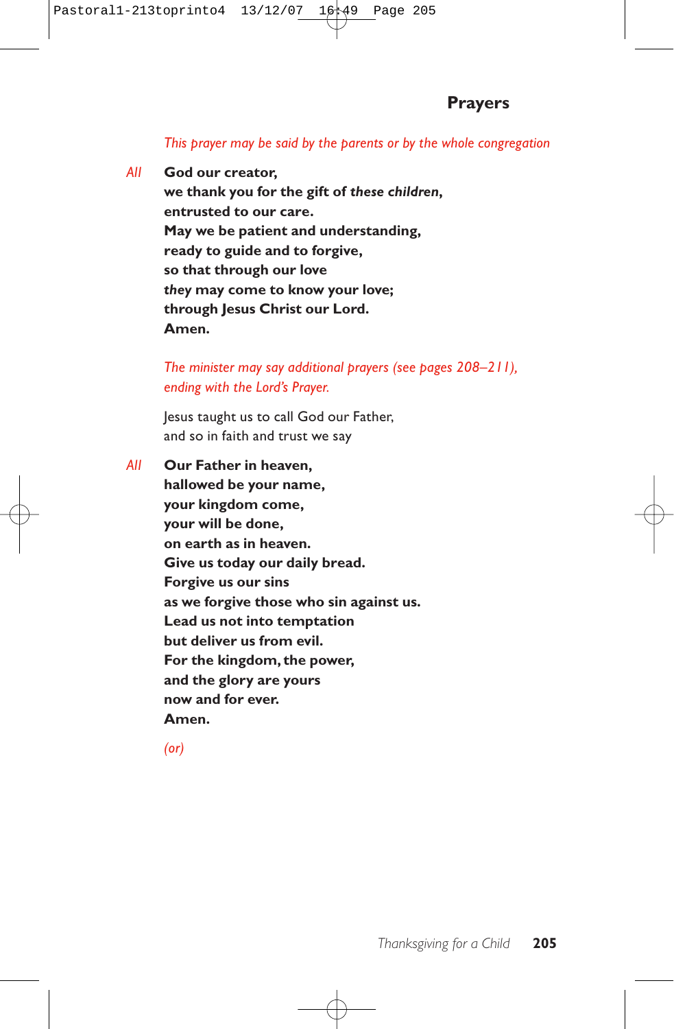## Prayers

*This prayer may be said by the parents or by the whole congregation*

*All* **God our creator,**
**we thank you for the gift of *these children*,**
**entrusted to our care.**
**May we be patient and understanding,**
**ready to guide and to forgive,**
**so that through our love**
***they* may come to know your love;**
**through Jesus Christ our Lord.**
**Amen.**

*The minister may say additional prayers (see pages 208–211), ending with the Lord's Prayer.*

Jesus taught us to call God our Father,
and so in faith and trust we say

*All* **Our Father in heaven,**
**hallowed be your name,**
**your kingdom come,**
**your will be done,**
**on earth as in heaven.**
**Give us today our daily bread.**
**Forgive us our sins**
**as we forgive those who sin against us.**
**Lead us not into temptation**
**but deliver us from evil.**
**For the kingdom, the power,**
**and the glory are yours**
**now and for ever.**
**Amen.**

*(or)*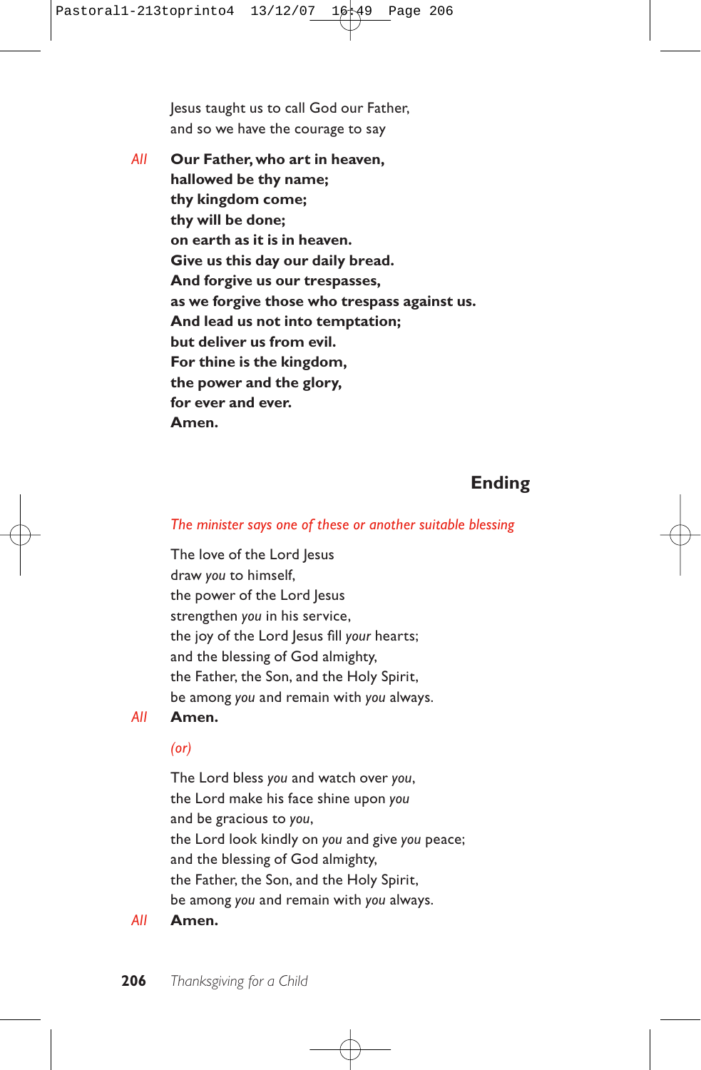Jesus taught us to call God our Father,
and so we have the courage to say

*All* **Our Father, who art in heaven,
hallowed be thy name;
thy kingdom come;
thy will be done;
on earth as it is in heaven.
Give us this day our daily bread.
And forgive us our trespasses,
as we forgive those who trespass against us.
And lead us not into temptation;
but deliver us from evil.
For thine is the kingdom,
the power and the glory,
for ever and ever.
Amen.**

## Ending

*The minister says one of these or another suitable blessing*

The love of the Lord Jesus
draw *you* to himself,
the power of the Lord Jesus
strengthen *you* in his service,
the joy of the Lord Jesus fill *your* hearts;
and the blessing of God almighty,
the Father, the Son, and the Holy Spirit,
be among *you* and remain with *you* always.

*All* **Amen.**

*(or)*

The Lord bless *you* and watch over *you*,
the Lord make his face shine upon *you*
and be gracious to *you*,
the Lord look kindly on *you* and give *you* peace;
and the blessing of God almighty,
the Father, the Son, and the Holy Spirit,
be among *you* and remain with *you* always.

*All* **Amen.**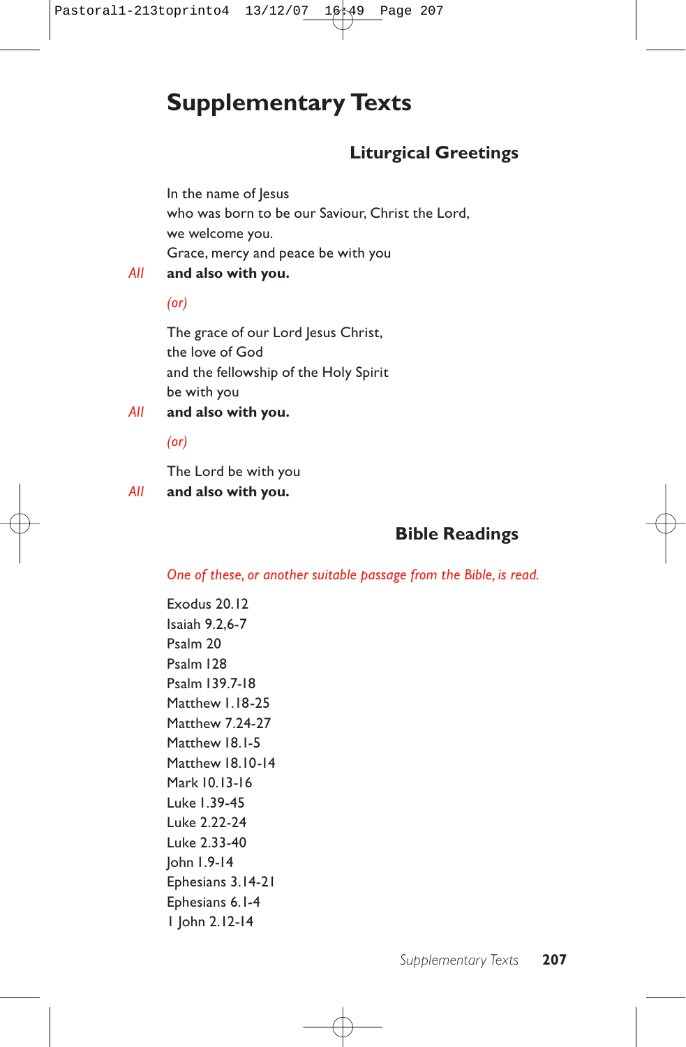# Supplementary Texts

## Liturgical Greetings

In the name of Jesus  
who was born to be our Saviour, Christ the Lord,  
we welcome you.  
Grace, mercy and peace be with you

*All* **and also with you.**

*(or)*

The grace of our Lord Jesus Christ,  
the love of God  
and the fellowship of the Holy Spirit  
be with you

*All* **and also with you.**

*(or)*

The Lord be with you

*All* **and also with you.**

## Bible Readings

*One of these, or another suitable passage from the Bible, is read.*

Exodus 20.12  
Isaiah 9.2,6-7  
Psalm 20  
Psalm 128  
Psalm 139.7-18  
Matthew 1.18-25  
Matthew 7.24-27  
Matthew 18.1-5  
Matthew 18.10-14  
Mark 10.13-16  
Luke 1.39-45  
Luke 2.22-24  
Luke 2.33-40  
John 1.9-14  
Ephesians 3.14-21  
Ephesians 6.1-4  
1 John 2.12-14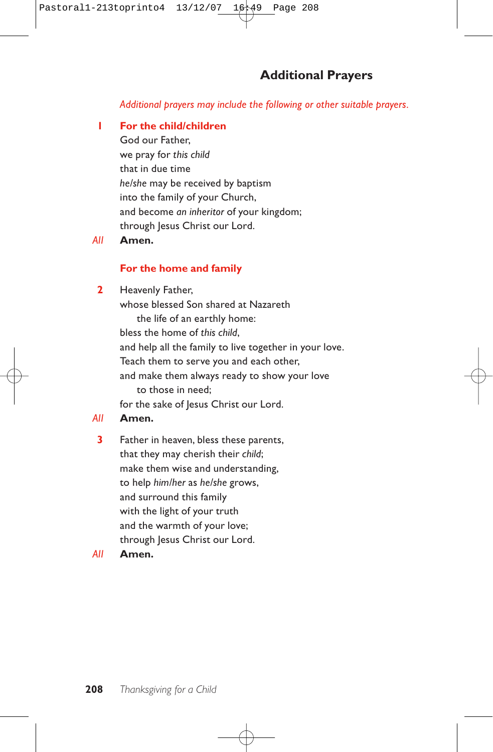## Additional Prayers

*Additional prayers may include the following or other suitable prayers.*

**1 For the child/children**

God our Father,
we pray for *this child*
that in due time
*he/she* may be received by baptism
into the family of your Church,
and become *an inheritor* of your kingdom;
through Jesus Christ our Lord.

*All* **Amen.**

**For the home and family**

**2** Heavenly Father,
whose blessed Son shared at Nazareth
the life of an earthly home:
bless the home of *this child*,
and help all the family to live together in your love.
Teach them to serve you and each other,
and make them always ready to show your love
to those in need;
for the sake of Jesus Christ our Lord.

*All* **Amen.**

**3** Father in heaven, bless these parents,
that they may cherish their *child*;
make them wise and understanding,
to help *him/her* as *he/she* grows,
and surround this family
with the light of your truth
and the warmth of your love;
through Jesus Christ our Lord.

*All* **Amen.**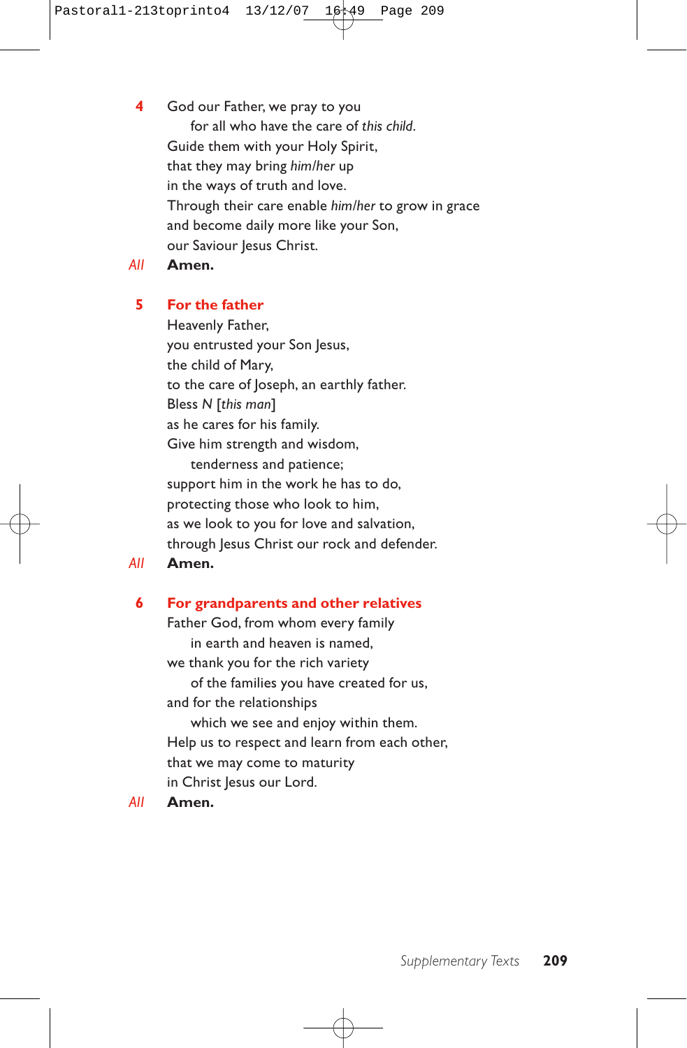**4** God our Father, we pray to you
  for all who have the care of *this child*.
Guide them with your Holy Spirit,
that they may bring *him/her* up
in the ways of truth and love.
Through their care enable *him/her* to grow in grace
and become daily more like your Son,
our Saviour Jesus Christ.

*All* **Amen.**

### 5 For the father

Heavenly Father,
you entrusted your Son Jesus,
the child of Mary,
to the care of Joseph, an earthly father.
Bless *N* [*this man*]
as he cares for his family.
Give him strength and wisdom,
  tenderness and patience;
support him in the work he has to do,
protecting those who look to him,
as we look to you for love and salvation,
through Jesus Christ our rock and defender.

*All* **Amen.**

### 6 For grandparents and other relatives

Father God, from whom every family
  in earth and heaven is named,
we thank you for the rich variety
  of the families you have created for us,
and for the relationships
  which we see and enjoy within them.
Help us to respect and learn from each other,
that we may come to maturity
in Christ Jesus our Lord.

*All* **Amen.**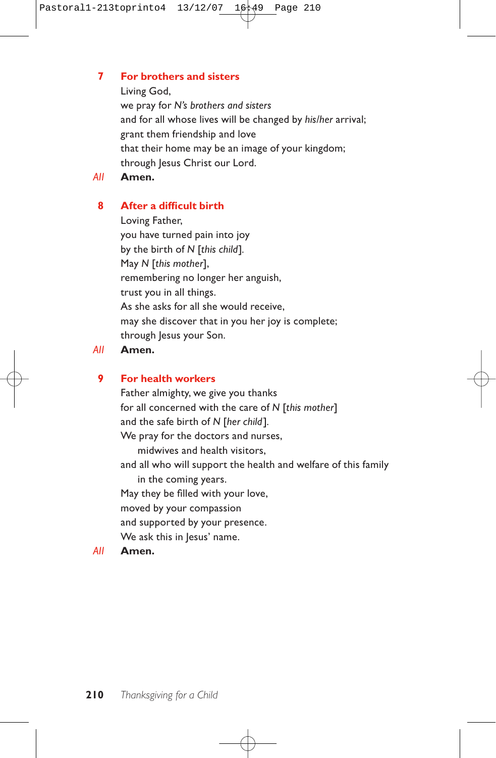### 7 For brothers and sisters

Living God,
we pray for *N's brothers and sisters*
and for all whose lives will be changed by *his/her* arrival;
grant them friendship and love
that their home may be an image of your kingdom;
through Jesus Christ our Lord.

*All* **Amen.**

### 8 After a difficult birth

Loving Father,
you have turned pain into joy
by the birth of *N* [*this child*].
May *N* [*this mother*],
remembering no longer her anguish,
trust you in all things.
As she asks for all she would receive,
may she discover that in you her joy is complete;
through Jesus your Son.

*All* **Amen.**

### 9 For health workers

Father almighty, we give you thanks
for all concerned with the care of *N* [*this mother*]
and the safe birth of *N* [*her child*].
We pray for the doctors and nurses,
  midwives and health visitors,
and all who will support the health and welfare of this family
  in the coming years.
May they be filled with your love,
moved by your compassion
and supported by your presence.
We ask this in Jesus' name.

*All* **Amen.**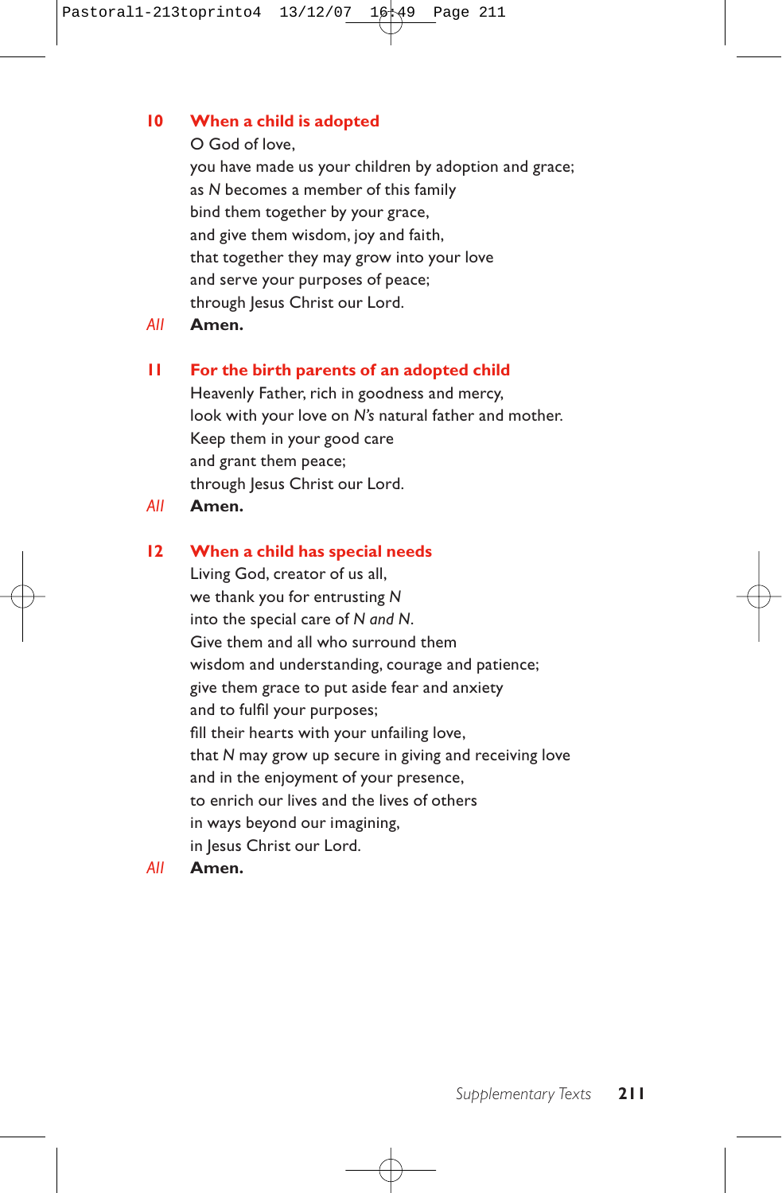## 10 When a child is adopted

O God of love,
you have made us your children by adoption and grace;
as *N* becomes a member of this family
bind them together by your grace,
and give them wisdom, joy and faith,
that together they may grow into your love
and serve your purposes of peace;
through Jesus Christ our Lord.

*All* **Amen.**

## 11 For the birth parents of an adopted child

Heavenly Father, rich in goodness and mercy,
look with your love on *N's* natural father and mother.
Keep them in your good care
and grant them peace;
through Jesus Christ our Lord.

*All* **Amen.**

## 12 When a child has special needs

Living God, creator of us all,
we thank you for entrusting *N*
into the special care of *N and N*.
Give them and all who surround them
wisdom and understanding, courage and patience;
give them grace to put aside fear and anxiety
and to fulfil your purposes;
fill their hearts with your unfailing love,
that *N* may grow up secure in giving and receiving love
and in the enjoyment of your presence,
to enrich our lives and the lives of others
in ways beyond our imagining,
in Jesus Christ our Lord.

*All* **Amen.**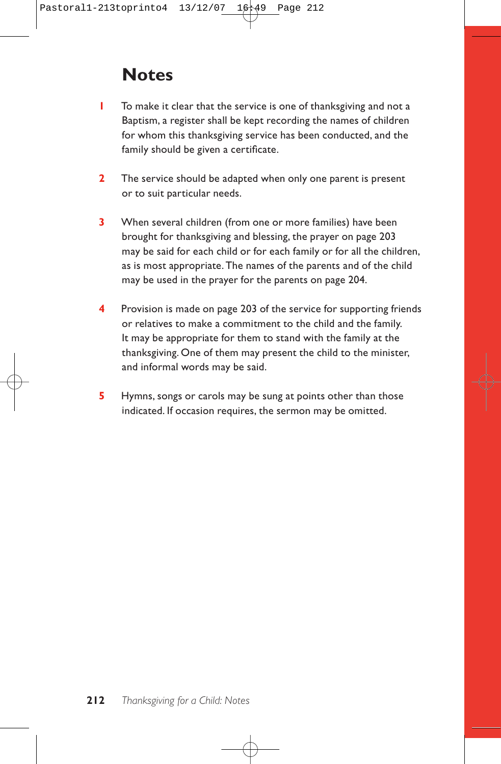# Notes

1. To make it clear that the service is one of thanksgiving and not a Baptism, a register shall be kept recording the names of children for whom this thanksgiving service has been conducted, and the family should be given a certificate.

2. The service should be adapted when only one parent is present or to suit particular needs.

3. When several children (from one or more families) have been brought for thanksgiving and blessing, the prayer on page 203 may be said for each child or for each family or for all the children, as is most appropriate. The names of the parents and of the child may be used in the prayer for the parents on page 204.

4. Provision is made on page 203 of the service for supporting friends or relatives to make a commitment to the child and the family. It may be appropriate for them to stand with the family at the thanksgiving. One of them may present the child to the minister, and informal words may be said.

5. Hymns, songs or carols may be sung at points other than those indicated. If occasion requires, the sermon may be omitted.